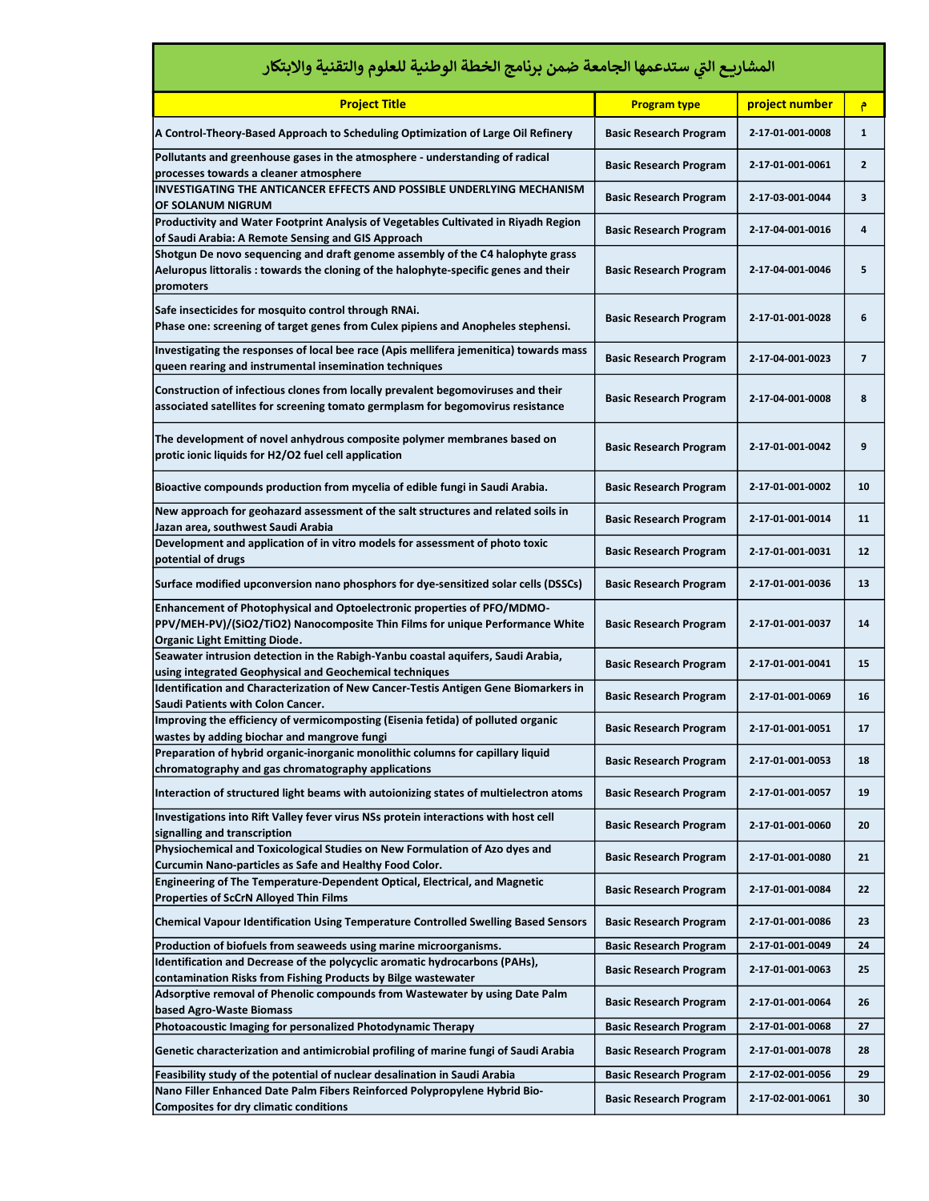## المشاريع التي ستدعمها الجامعة ضمن برنامج الخطة الوطنية للعلوم والتقنية والابتكار

| Project Title | Program type | project number | م |
|---|---|---|---|
| A Control-Theory-Based Approach to Scheduling Optimization of Large Oil Refinery | Basic Research Program | 2-17-01-001-0008 | 1 |
| Pollutants and greenhouse gases in the atmosphere - understanding of radical processes towards a cleaner atmosphere | Basic Research Program | 2-17-01-001-0061 | 2 |
| INVESTIGATING THE ANTICANCER EFFECTS AND POSSIBLE UNDERLYING MECHANISM OF SOLANUM NIGRUM | Basic Research Program | 2-17-03-001-0044 | 3 |
| Productivity and Water Footprint Analysis of Vegetables Cultivated in Riyadh Region of Saudi Arabia: A Remote Sensing and GIS Approach | Basic Research Program | 2-17-04-001-0016 | 4 |
| Shotgun De novo sequencing and draft genome assembly of the C4 halophyte grass Aeluropus littoralis : towards the cloning of the halophyte-specific genes and their promoters | Basic Research Program | 2-17-04-001-0046 | 5 |
| Safe insecticides for mosquito control through RNAi. Phase one: screening of target genes from Culex pipiens and Anopheles stephensi. | Basic Research Program | 2-17-01-001-0028 | 6 |
| Investigating the responses of local bee race (Apis mellifera jemenitica) towards mass queen rearing and instrumental insemination techniques | Basic Research Program | 2-17-04-001-0023 | 7 |
| Construction of infectious clones from locally prevalent begomoviruses and their associated satellites for screening tomato germplasm for begomovirus resistance | Basic Research Program | 2-17-04-001-0008 | 8 |
| The development of novel anhydrous composite polymer membranes based on protic ionic liquids for H2/O2 fuel cell application | Basic Research Program | 2-17-01-001-0042 | 9 |
| Bioactive compounds production from mycelia of edible fungi in Saudi Arabia. | Basic Research Program | 2-17-01-001-0002 | 10 |
| New approach for geohazard assessment of the salt structures and related soils in Jazan area, southwest Saudi Arabia | Basic Research Program | 2-17-01-001-0014 | 11 |
| Development and application of in vitro models for assessment of photo toxic potential of drugs | Basic Research Program | 2-17-01-001-0031 | 12 |
| Surface modified upconversion nano phosphors for dye-sensitized solar cells (DSSCs) | Basic Research Program | 2-17-01-001-0036 | 13 |
| Enhancement of Photophysical and Optoelectronic properties of PFO/MDMO-PPV/MEH-PV)/(SiO2/TiO2) Nanocomposite Thin Films for unique Performance White Organic Light Emitting Diode. | Basic Research Program | 2-17-01-001-0037 | 14 |
| Seawater intrusion detection in the Rabigh-Yanbu coastal aquifers, Saudi Arabia, using integrated Geophysical and Geochemical techniques | Basic Research Program | 2-17-01-001-0041 | 15 |
| Identification and Characterization of New Cancer-Testis Antigen Gene Biomarkers in Saudi Patients with Colon Cancer. | Basic Research Program | 2-17-01-001-0069 | 16 |
| Improving the efficiency of vermicomposting (Eisenia fetida) of polluted organic wastes by adding biochar and mangrove fungi | Basic Research Program | 2-17-01-001-0051 | 17 |
| Preparation of hybrid organic-inorganic monolithic columns for capillary liquid chromatography and gas chromatography applications | Basic Research Program | 2-17-01-001-0053 | 18 |
| Interaction of structured light beams with autoionizing states of multielectron atoms | Basic Research Program | 2-17-01-001-0057 | 19 |
| Investigations into Rift Valley fever virus NSs protein interactions with host cell signalling and transcription | Basic Research Program | 2-17-01-001-0060 | 20 |
| Physiochemical and Toxicological Studies on New Formulation of Azo dyes and Curcumin Nano-particles as Safe and Healthy Food Color. | Basic Research Program | 2-17-01-001-0080 | 21 |
| Engineering of The Temperature-Dependent Optical, Electrical, and Magnetic Properties of ScCrN Alloyed Thin Films | Basic Research Program | 2-17-01-001-0084 | 22 |
| Chemical Vapour Identification Using Temperature Controlled Swelling Based Sensors | Basic Research Program | 2-17-01-001-0086 | 23 |
| Production of biofuels from seaweeds using marine microorganisms. | Basic Research Program | 2-17-01-001-0049 | 24 |
| Identification and Decrease of the polycyclic aromatic hydrocarbons (PAHs), contamination Risks from Fishing Products by Bilge wastewater | Basic Research Program | 2-17-01-001-0063 | 25 |
| Adsorptive removal of Phenolic compounds from Wastewater by using Date Palm based Agro-Waste Biomass | Basic Research Program | 2-17-01-001-0064 | 26 |
| Photoacoustic Imaging for personalized Photodynamic Therapy | Basic Research Program | 2-17-01-001-0068 | 27 |
| Genetic characterization and antimicrobial profiling of marine fungi of Saudi Arabia | Basic Research Program | 2-17-01-001-0078 | 28 |
| Feasibility study of the potential of nuclear desalination in Saudi Arabia | Basic Research Program | 2-17-02-001-0056 | 29 |
| Nano Filler Enhanced Date Palm Fibers Reinforced Polypropylene Hybrid Bio-Composites for dry climatic conditions | Basic Research Program | 2-17-02-001-0061 | 30 |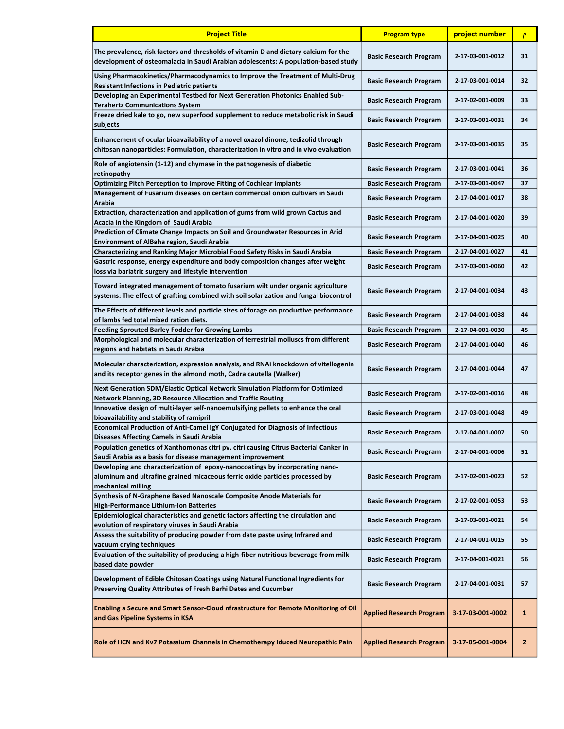| Project Title | Program type | project number | م |
|---|---|---|---|
| The prevalence, risk factors and thresholds of vitamin D and dietary calcium for the development of osteomalacia in Saudi Arabian adolescents: A population-based study | Basic Research Program | 2-17-03-001-0012 | 31 |
| Using Pharmacokinetics/Pharmacodynamics to Improve the Treatment of Multi-Drug Resistant Infections in Pediatric patients | Basic Research Program | 2-17-03-001-0014 | 32 |
| Developing an Experimental Testbed for Next Generation Photonics Enabled Sub-Terahertz Communications System | Basic Research Program | 2-17-02-001-0009 | 33 |
| Freeze dried kale to go, new superfood supplement to reduce metabolic risk in Saudi subjects | Basic Research Program | 2-17-03-001-0031 | 34 |
| Enhancement of ocular bioavailability of a novel oxazolidinone, tedizolid through chitosan nanoparticles: Formulation, characterization in vitro and in vivo evaluation | Basic Research Program | 2-17-03-001-0035 | 35 |
| Role of angiotensin (1-12) and chymase in the pathogenesis of diabetic retinopathy | Basic Research Program | 2-17-03-001-0041 | 36 |
| Optimizing Pitch Perception to Improve Fitting of Cochlear Implants | Basic Research Program | 2-17-03-001-0047 | 37 |
| Management of Fusarium diseases on certain commercial onion cultivars in Saudi Arabia | Basic Research Program | 2-17-04-001-0017 | 38 |
| Extraction, characterization and application of gums from wild grown Cactus and Acacia in the Kingdom of Saudi Arabia | Basic Research Program | 2-17-04-001-0020 | 39 |
| Prediction of Climate Change Impacts on Soil and Groundwater Resources in Arid Environment of AlBaha region, Saudi Arabia | Basic Research Program | 2-17-04-001-0025 | 40 |
| Characterizing and Ranking Major Microbial Food Safety Risks in Saudi Arabia | Basic Research Program | 2-17-04-001-0027 | 41 |
| Gastric response, energy expenditure and body composition changes after weight loss via bariatric surgery and lifestyle intervention | Basic Research Program | 2-17-03-001-0060 | 42 |
| Toward integrated management of tomato fusarium wilt under organic agriculture systems: The effect of grafting combined with soil solarization and fungal biocontrol | Basic Research Program | 2-17-04-001-0034 | 43 |
| The Effects of different levels and particle sizes of forage on productive performance of lambs fed total mixed ration diets. | Basic Research Program | 2-17-04-001-0038 | 44 |
| Feeding Sprouted Barley Fodder for Growing Lambs | Basic Research Program | 2-17-04-001-0030 | 45 |
| Morphological and molecular characterization of terrestrial molluscs from different regions and habitats in Saudi Arabia | Basic Research Program | 2-17-04-001-0040 | 46 |
| Molecular characterization, expression analysis, and RNAi knockdown of vitellogenin and its receptor genes in the almond moth, Cadra cautella (Walker) | Basic Research Program | 2-17-04-001-0044 | 47 |
| Next Generation SDM/Elastic Optical Network Simulation Platform for Optimized Network Planning, 3D Resource Allocation and Traffic Routing | Basic Research Program | 2-17-02-001-0016 | 48 |
| Innovative design of multi-layer self-nanoemulsifying pellets to enhance the oral bioavailability and stability of ramipril | Basic Research Program | 2-17-03-001-0048 | 49 |
| Economical Production of Anti-Camel IgY Conjugated for Diagnosis of Infectious Diseases Affecting Camels in Saudi Arabia | Basic Research Program | 2-17-04-001-0007 | 50 |
| Population genetics of Xanthomonas citri pv. citri causing Citrus Bacterial Canker in Saudi Arabia as a basis for disease management improvement | Basic Research Program | 2-17-04-001-0006 | 51 |
| Developing and characterization of epoxy-nanocoatings by incorporating nano-aluminum and ultrafine grained micaceous ferric oxide particles processed by mechanical milling | Basic Research Program | 2-17-02-001-0023 | 52 |
| Synthesis of N-Graphene Based Nanoscale Composite Anode Materials for High-Performance Lithium-Ion Batteries | Basic Research Program | 2-17-02-001-0053 | 53 |
| Epidemiological characteristics and genetic factors affecting the circulation and evolution of respiratory viruses in Saudi Arabia | Basic Research Program | 2-17-03-001-0021 | 54 |
| Assess the suitability of producing powder from date paste using Infrared and vacuum drying techniques | Basic Research Program | 2-17-04-001-0015 | 55 |
| Evaluation of the suitability of producing a high-fiber nutritious beverage from milk based date powder | Basic Research Program | 2-17-04-001-0021 | 56 |
| Development of Edible Chitosan Coatings using Natural Functional Ingredients for Preserving Quality Attributes of Fresh Barhi Dates and Cucumber | Basic Research Program | 2-17-04-001-0031 | 57 |
| Enabling a Secure and Smart Sensor-Cloud nfrastructure for Remote Monitoring of Oil and Gas Pipeline Systems in KSA | Applied Research Program | 3-17-03-001-0002 | 1 |
| Role of HCN and Kv7 Potassium Channels in Chemotherapy Iduced Neuropathic Pain | Applied Research Program | 3-17-05-001-0004 | 2 |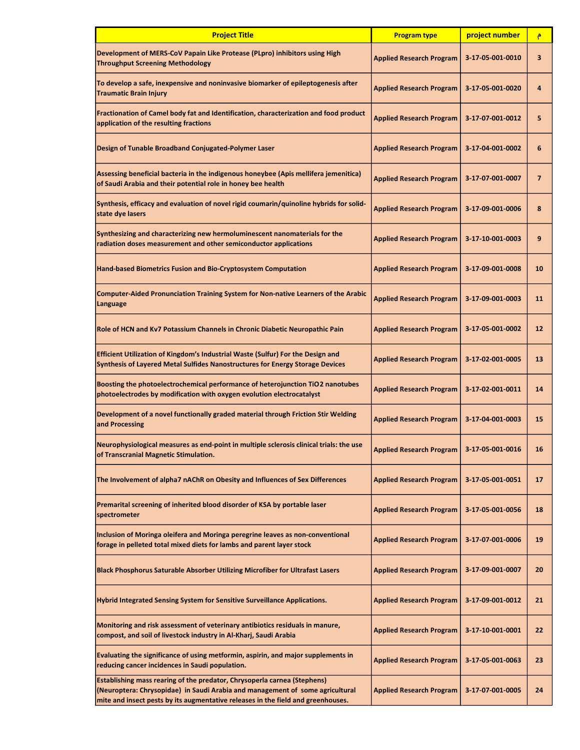| Project Title | Program type | project number | م |
|---|---|---|---|
| Development of MERS-CoV Papain Like Protease (PLpro) inhibitors using High Throughput Screening Methodology | Applied Research Program | 3-17-05-001-0010 | 3 |
| To develop a safe, inexpensive and noninvasive biomarker of epileptogenesis after Traumatic Brain Injury | Applied Research Program | 3-17-05-001-0020 | 4 |
| Fractionation of Camel body fat and Identification, characterization and food product application of the resulting fractions | Applied Research Program | 3-17-07-001-0012 | 5 |
| Design of Tunable Broadband Conjugated-Polymer Laser | Applied Research Program | 3-17-04-001-0002 | 6 |
| Assessing beneficial bacteria in the indigenous honeybee (Apis mellifera jemenitica) of Saudi Arabia and their potential role in honey bee health | Applied Research Program | 3-17-07-001-0007 | 7 |
| Synthesis, efficacy and evaluation of novel rigid coumarin/quinoline hybrids for solid-state dye lasers | Applied Research Program | 3-17-09-001-0006 | 8 |
| Synthesizing and characterizing new hermoluminescent nanomaterials for the radiation doses measurement and other semiconductor applications | Applied Research Program | 3-17-10-001-0003 | 9 |
| Hand-based Biometrics Fusion and Bio-Cryptosystem Computation | Applied Research Program | 3-17-09-001-0008 | 10 |
| Computer-Aided Pronunciation Training System for Non-native Learners of the Arabic Language | Applied Research Program | 3-17-09-001-0003 | 11 |
| Role of HCN and Kv7 Potassium Channels in Chronic Diabetic Neuropathic Pain | Applied Research Program | 3-17-05-001-0002 | 12 |
| Efficient Utilization of Kingdom's Industrial Waste (Sulfur) For the Design and Synthesis of Layered Metal Sulfides Nanostructures for Energy Storage Devices | Applied Research Program | 3-17-02-001-0005 | 13 |
| Boosting the photoelectrochemical performance of heterojunction $TiO_2$ nanotubes photoelectrodes by modification with oxygen evolution electrocatalyst | Applied Research Program | 3-17-02-001-0011 | 14 |
| Development of a novel functionally graded material through Friction Stir Welding and Processing | Applied Research Program | 3-17-04-001-0003 | 15 |
| Neurophysiological measures as end-point in multiple sclerosis clinical trials: the use of Transcranial Magnetic Stimulation. | Applied Research Program | 3-17-05-001-0016 | 16 |
| The Involvement of alpha7 nAChR on Obesity and Influences of Sex Differences | Applied Research Program | 3-17-05-001-0051 | 17 |
| Premarital screening of inherited blood disorder of KSA by portable laser spectrometer | Applied Research Program | 3-17-05-001-0056 | 18 |
| Inclusion of Moringa oleifera and Moringa peregrine leaves as non-conventional forage in pelleted total mixed diets for lambs and parent layer stock | Applied Research Program | 3-17-07-001-0006 | 19 |
| Black Phosphorus Saturable Absorber Utilizing Microfiber for Ultrafast Lasers | Applied Research Program | 3-17-09-001-0007 | 20 |
| Hybrid Integrated Sensing System for Sensitive Surveillance Applications. | Applied Research Program | 3-17-09-001-0012 | 21 |
| Monitoring and risk assessment of veterinary antibiotics residuals in manure, compost, and soil of livestock industry in Al-Kharj, Saudi Arabia | Applied Research Program | 3-17-10-001-0001 | 22 |
| Evaluating the significance of using metformin, aspirin, and major supplements in reducing cancer incidences in Saudi population. | Applied Research Program | 3-17-05-001-0063 | 23 |
| Establishing mass rearing of the predator, Chrysoperla carnea (Stephens) (Neuroptera: Chrysopidae) in Saudi Arabia and management of some agricultural mite and insect pests by its augmentative releases in the field and greenhouses. | Applied Research Program | 3-17-07-001-0005 | 24 |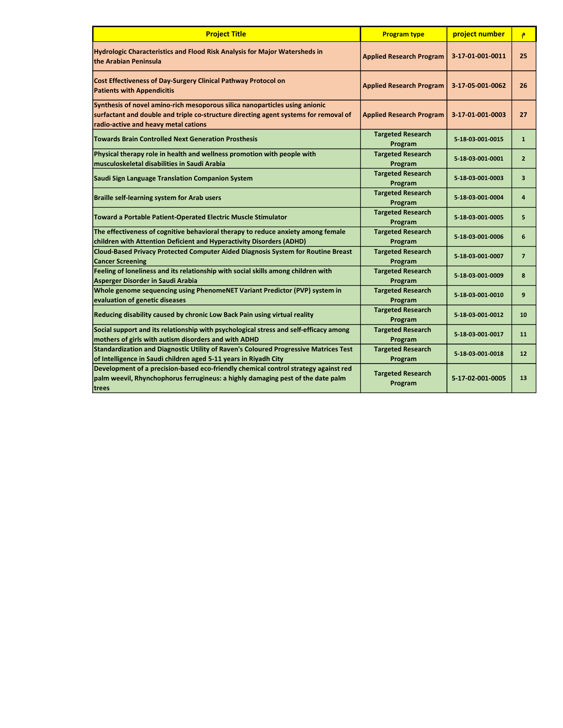| Project Title | Program type | project number | م |
|---|---|---|---|
| Hydrologic Characteristics and Flood Risk Analysis for Major Watersheds in the Arabian Peninsula | Applied Research Program | 3-17-01-001-0011 | 25 |
| Cost Effectiveness of Day-Surgery Clinical Pathway Protocol on Patients with Appendicitis | Applied Research Program | 3-17-05-001-0062 | 26 |
| Synthesis of novel amino-rich mesoporous silica nanoparticles using anionic surfactant and double and triple co-structure directing agent systems for removal of radio-active and heavy metal cations | Applied Research Program | 3-17-01-001-0003 | 27 |
| Towards Brain Controlled Next Generation Prosthesis | Targeted Research Program | 5-18-03-001-0015 | 1 |
| Physical therapy role in health and wellness promotion with people with musculoskeletal disabilities in Saudi Arabia | Targeted Research Program | 5-18-03-001-0001 | 2 |
| Saudi Sign Language Translation Companion System | Targeted Research Program | 5-18-03-001-0003 | 3 |
| Braille self-learning system for Arab users | Targeted Research Program | 5-18-03-001-0004 | 4 |
| Toward a Portable Patient-Operated Electric Muscle Stimulator | Targeted Research Program | 5-18-03-001-0005 | 5 |
| The effectiveness of cognitive behavioral therapy to reduce anxiety among female children with Attention Deficient and Hyperactivity Disorders (ADHD) | Targeted Research Program | 5-18-03-001-0006 | 6 |
| Cloud-Based Privacy Protected Computer Aided Diagnosis System for Routine Breast Cancer Screening | Targeted Research Program | 5-18-03-001-0007 | 7 |
| Feeling of loneliness and its relationship with social skills among children with Asperger Disorder in Saudi Arabia | Targeted Research Program | 5-18-03-001-0009 | 8 |
| Whole genome sequencing using PhenomeNET Variant Predictor (PVP) system in evaluation of genetic diseases | Targeted Research Program | 5-18-03-001-0010 | 9 |
| Reducing disability caused by chronic Low Back Pain using virtual reality | Targeted Research Program | 5-18-03-001-0012 | 10 |
| Social support and its relationship with psychological stress and self-efficacy among mothers of girls with autism disorders and with ADHD | Targeted Research Program | 5-18-03-001-0017 | 11 |
| Standardization and Diagnostic Utility of Raven's Coloured Progressive Matrices Test of Intelligence in Saudi children aged 5-11 years in Riyadh City | Targeted Research Program | 5-18-03-001-0018 | 12 |
| Development of a precision-based eco-friendly chemical control strategy against red palm weevil, Rhynchophorus ferrugineus: a highly damaging pest of the date palm trees | Targeted Research Program | 5-17-02-001-0005 | 13 |